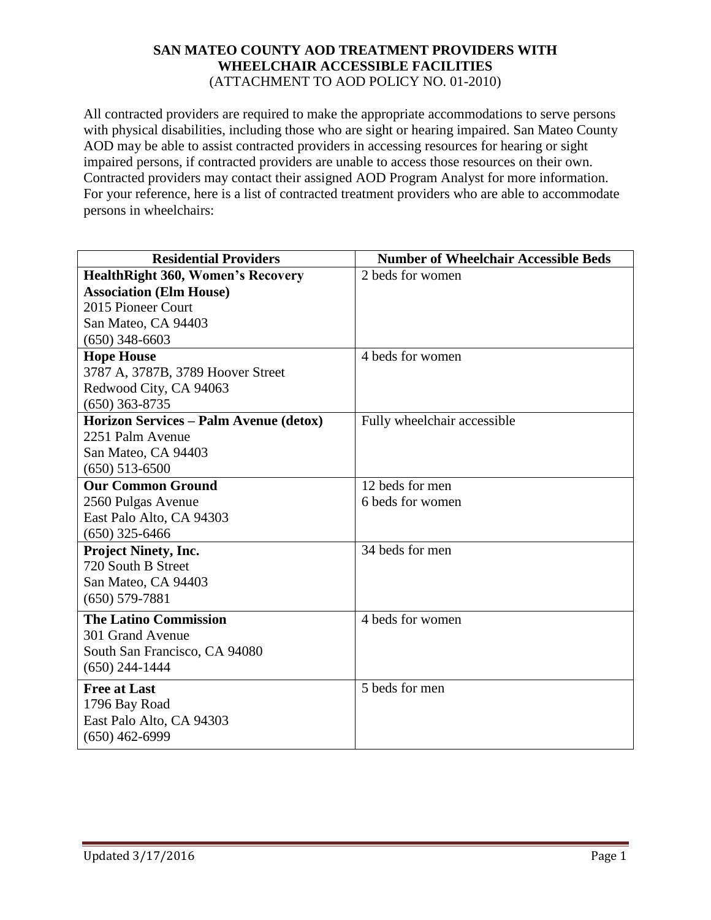# SAN MATEO COUNTY AOD TREATMENT PROVIDERS WITH WHEELCHAIR ACCESSIBLE FACILITIES

(ATTACHMENT TO AOD POLICY NO. 01-2010)

All contracted providers are required to make the appropriate accommodations to serve persons with physical disabilities, including those who are sight or hearing impaired. San Mateo County AOD may be able to assist contracted providers in accessing resources for hearing or sight impaired persons, if contracted providers are unable to access those resources on their own. Contracted providers may contact their assigned AOD Program Analyst for more information. For your reference, here is a list of contracted treatment providers who are able to accommodate persons in wheelchairs:

| Residential Providers | Number of Wheelchair Accessible Beds |
|---|---|
| **HealthRight 360, Women's Recovery Association (Elm House)**<br>2015 Pioneer Court<br>San Mateo, CA 94403<br>(650) 348-6603 | 2 beds for women |
| **Hope House**<br>3787 A, 3787B, 3789 Hoover Street<br>Redwood City, CA 94063<br>(650) 363-8735 | 4 beds for women |
| **Horizon Services – Palm Avenue (detox)**<br>2251 Palm Avenue<br>San Mateo, CA 94403<br>(650) 513-6500 | Fully wheelchair accessible |
| **Our Common Ground**<br>2560 Pulgas Avenue<br>East Palo Alto, CA 94303<br>(650) 325-6466 | 12 beds for men<br>6 beds for women |
| **Project Ninety, Inc.**<br>720 South B Street<br>San Mateo, CA 94403<br>(650) 579-7881 | 34 beds for men |
| **The Latino Commission**<br>301 Grand Avenue<br>South San Francisco, CA 94080<br>(650) 244-1444 | 4 beds for women |
| **Free at Last**<br>1796 Bay Road<br>East Palo Alto, CA 94303<br>(650) 462-6999 | 5 beds for men |

Updated 3/17/2016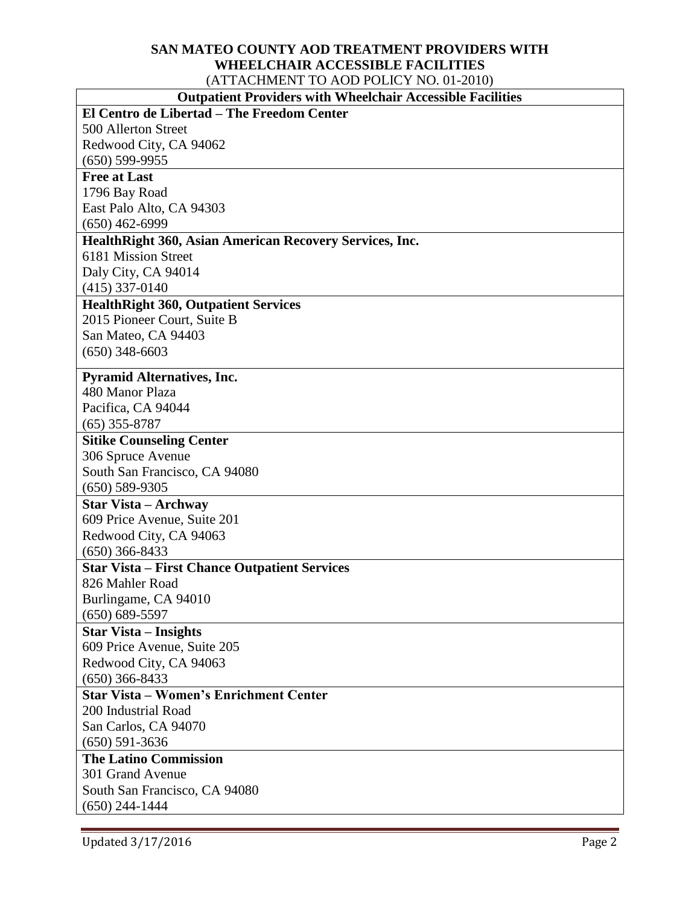## SAN MATEO COUNTY AOD TREATMENT PROVIDERS WITH WHEELCHAIR ACCESSIBLE FACILITIES

(ATTACHMENT TO AOD POLICY NO. 01-2010)

| Outpatient Providers with Wheelchair Accessible Facilities |
|---|
| **El Centro de Libertad – The Freedom Center**<br>500 Allerton Street<br>Redwood City, CA 94062<br>(650) 599-9955 |
| **Free at Last**<br>1796 Bay Road<br>East Palo Alto, CA 94303<br>(650) 462-6999 |
| **HealthRight 360, Asian American Recovery Services, Inc.**<br>6181 Mission Street<br>Daly City, CA 94014<br>(415) 337-0140 |
| **HealthRight 360, Outpatient Services**<br>2015 Pioneer Court, Suite B<br>San Mateo, CA 94403<br>(650) 348-6603 |
| **Pyramid Alternatives, Inc.**<br>480 Manor Plaza<br>Pacifica, CA 94044<br>(65) 355-8787 |
| **Sitike Counseling Center**<br>306 Spruce Avenue<br>South San Francisco, CA 94080<br>(650) 589-9305 |
| **Star Vista – Archway**<br>609 Price Avenue, Suite 201<br>Redwood City, CA 94063<br>(650) 366-8433 |
| **Star Vista – First Chance Outpatient Services**<br>826 Mahler Road<br>Burlingame, CA 94010<br>(650) 689-5597 |
| **Star Vista – Insights**<br>609 Price Avenue, Suite 205<br>Redwood City, CA 94063<br>(650) 366-8433 |
| **Star Vista – Women's Enrichment Center**<br>200 Industrial Road<br>San Carlos, CA 94070<br>(650) 591-3636 |
| **The Latino Commission**<br>301 Grand Avenue<br>South San Francisco, CA 94080<br>(650) 244-1444 |

Updated 3/17/2016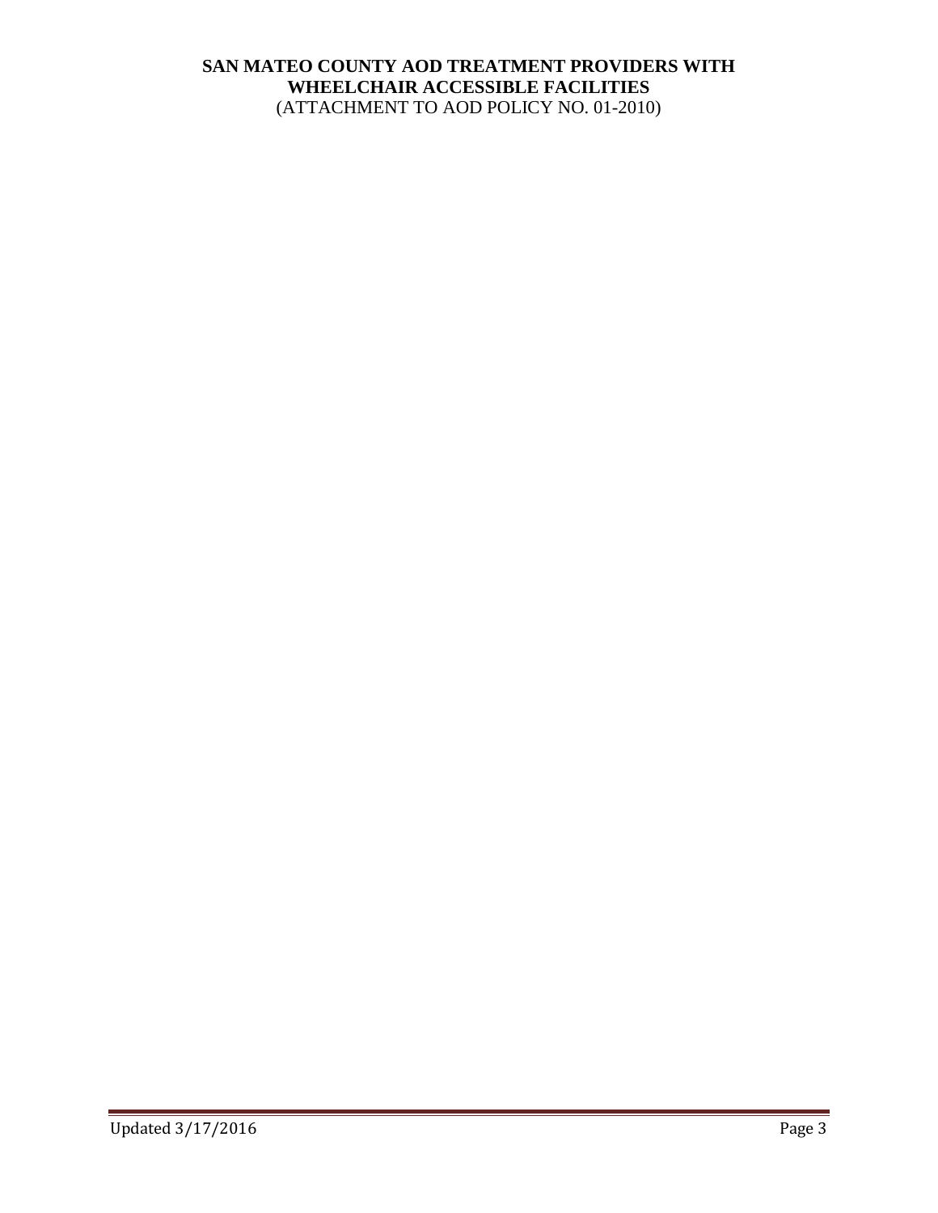**SAN MATEO COUNTY AOD TREATMENT PROVIDERS WITH WHEELCHAIR ACCESSIBLE FACILITIES**

(ATTACHMENT TO AOD POLICY NO. 01-2010)